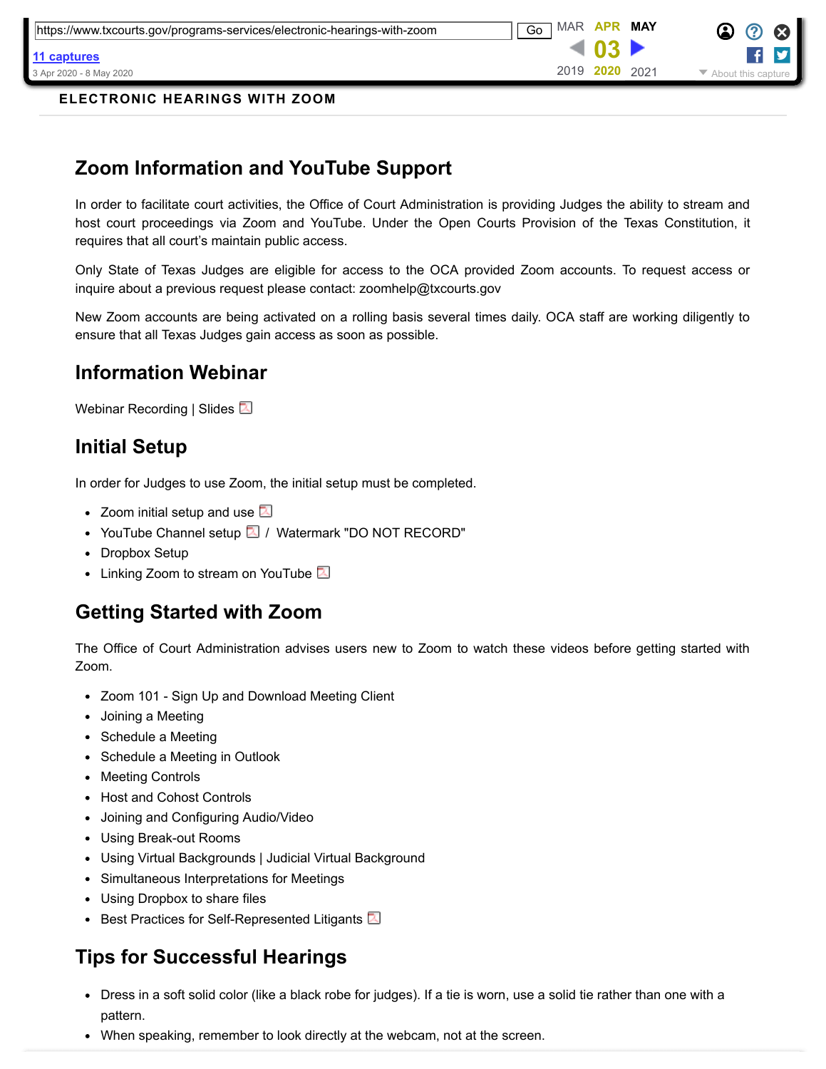ELECTRONIC HEARINGS WITH ZOOM

## Zoom Information and YouTube Support

In order to facilitate court activities, the Office of Court Administration is providing Judges the ability to stream and host court proceedings via Zoom and YouTube. Under the Open Courts Provision of the Texas Constitution, it requires that all court's maintain public access.

Only State of Texas Judges are eligible for access to the OCA provided Zoom accounts. To request access or inquire about a previous request please contact: zoomhelp@txcourts.gov

New Zoom accounts are being activated on a rolling basis several times daily. OCA staff are working diligently to ensure that all Texas Judges gain access as soon as possible.

## Information Webinar

Webinar Recording | Slides

## Initial Setup

In order for Judges to use Zoom, the initial setup must be completed.

- Zoom initial setup and use
- YouTube Channel setup / Watermark "DO NOT RECORD"
- Dropbox Setup
- Linking Zoom to stream on YouTube

## Getting Started with Zoom

The Office of Court Administration advises users new to Zoom to watch these videos before getting started with Zoom.

- Zoom 101 - Sign Up and Download Meeting Client
- Joining a Meeting
- Schedule a Meeting
- Schedule a Meeting in Outlook
- Meeting Controls
- Host and Cohost Controls
- Joining and Configuring Audio/Video
- Using Break-out Rooms
- Using Virtual Backgrounds | Judicial Virtual Background
- Simultaneous Interpretations for Meetings
- Using Dropbox to share files
- Best Practices for Self-Represented Litigants

## Tips for Successful Hearings

- Dress in a soft solid color (like a black robe for judges). If a tie is worn, use a solid tie rather than one with a pattern.
- When speaking, remember to look directly at the webcam, not at the screen.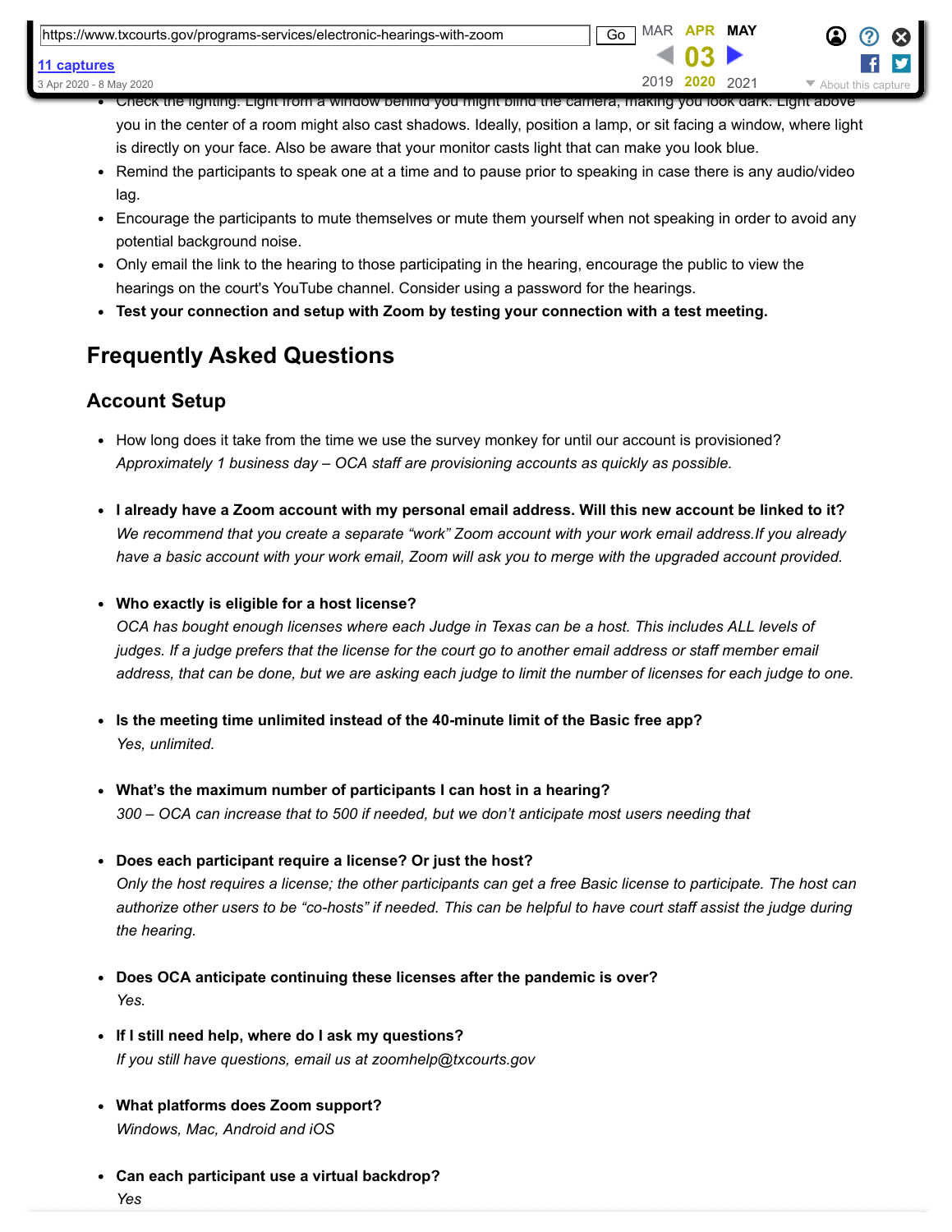- Check the lighting. Light from a window behind you might blind the camera, making you look dark. Light above you in the center of a room might also cast shadows. Ideally, position a lamp, or sit facing a window, where light is directly on your face. Also be aware that your monitor casts light that can make you look blue.
- Remind the participants to speak one at a time and to pause prior to speaking in case there is any audio/video lag.
- Encourage the participants to mute themselves or mute them yourself when not speaking in order to avoid any potential background noise.
- Only email the link to the hearing to those participating in the hearing, encourage the public to view the hearings on the court's YouTube channel. Consider using a password for the hearings.
- **Test your connection and setup with Zoom by testing your connection with a test meeting.**

## Frequently Asked Questions

### Account Setup

- How long does it take from the time we use the survey monkey for until our account is provisioned?
  *Approximately 1 business day – OCA staff are provisioning accounts as quickly as possible.*

- **I already have a Zoom account with my personal email address. Will this new account be linked to it?**
  *We recommend that you create a separate "work" Zoom account with your work email address.If you already have a basic account with your work email, Zoom will ask you to merge with the upgraded account provided.*

- **Who exactly is eligible for a host license?**
  *OCA has bought enough licenses where each Judge in Texas can be a host. This includes ALL levels of judges. If a judge prefers that the license for the court go to another email address or staff member email address, that can be done, but we are asking each judge to limit the number of licenses for each judge to one.*

- **Is the meeting time unlimited instead of the 40-minute limit of the Basic free app?**
  *Yes, unlimited.*

- **What's the maximum number of participants I can host in a hearing?**
  *300 – OCA can increase that to 500 if needed, but we don't anticipate most users needing that*

- **Does each participant require a license? Or just the host?**
  *Only the host requires a license; the other participants can get a free Basic license to participate. The host can authorize other users to be "co-hosts" if needed. This can be helpful to have court staff assist the judge during the hearing.*

- **Does OCA anticipate continuing these licenses after the pandemic is over?**
  *Yes.*

- **If I still need help, where do I ask my questions?**
  *If you still have questions, email us at zoomhelp@txcourts.gov*

- **What platforms does Zoom support?**
  *Windows, Mac, Android and iOS*

- **Can each participant use a virtual backdrop?**
  *Yes*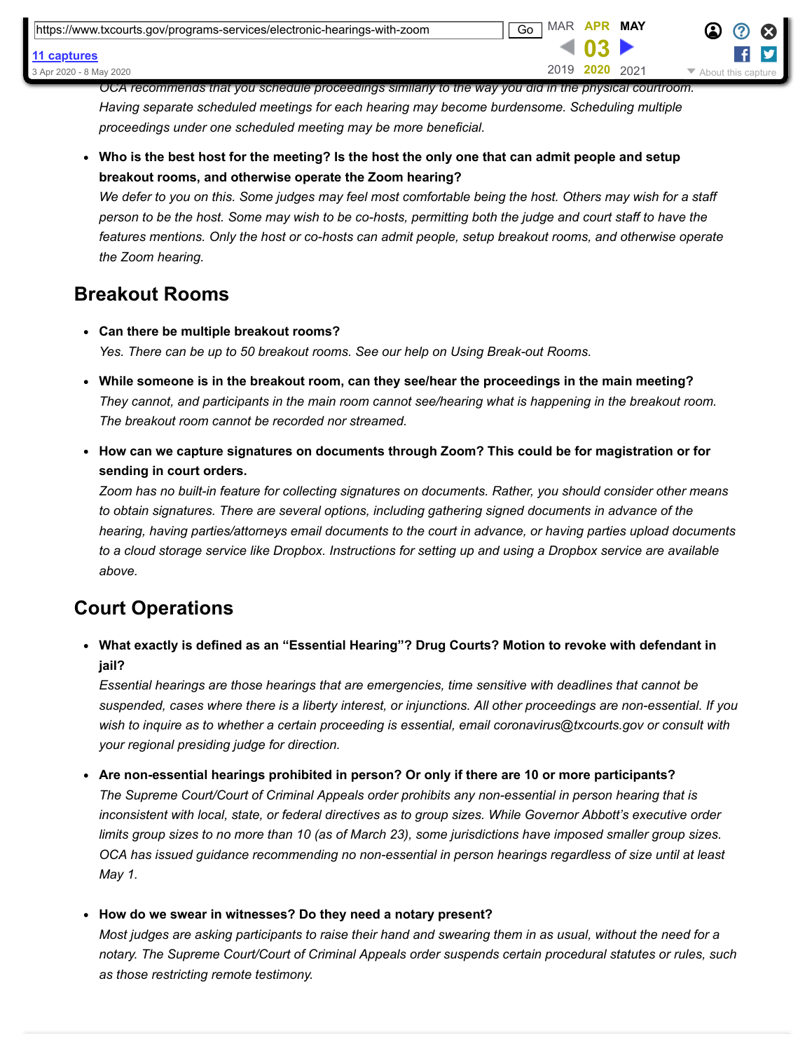OCA recommends that you schedule proceedings similarly to the way you did in the physical courtroom. Having separate scheduled meetings for each hearing may become burdensome. Scheduling multiple proceedings under one scheduled meeting may be more beneficial.*

- **Who is the best host for the meeting? Is the host the only one that can admit people and setup breakout rooms, and otherwise operate the Zoom hearing?**
  *We defer to you on this. Some judges may feel most comfortable being the host. Others may wish for a staff person to be the host. Some may wish to be co-hosts, permitting both the judge and court staff to have the features mentions. Only the host or co-hosts can admit people, setup breakout rooms, and otherwise operate the Zoom hearing.*

## Breakout Rooms

- **Can there be multiple breakout rooms?**
  *Yes. There can be up to 50 breakout rooms. See our help on Using Break-out Rooms.*

- **While someone is in the breakout room, can they see/hear the proceedings in the main meeting?**
  *They cannot, and participants in the main room cannot see/hearing what is happening in the breakout room. The breakout room cannot be recorded nor streamed.*

- **How can we capture signatures on documents through Zoom? This could be for magistration or for sending in court orders.**
  *Zoom has no built-in feature for collecting signatures on documents. Rather, you should consider other means to obtain signatures. There are several options, including gathering signed documents in advance of the hearing, having parties/attorneys email documents to the court in advance, or having parties upload documents to a cloud storage service like Dropbox. Instructions for setting up and using a Dropbox service are available above.*

## Court Operations

- **What exactly is defined as an "Essential Hearing"? Drug Courts? Motion to revoke with defendant in jail?**
  *Essential hearings are those hearings that are emergencies, time sensitive with deadlines that cannot be suspended, cases where there is a liberty interest, or injunctions. All other proceedings are non-essential. If you wish to inquire as to whether a certain proceeding is essential, email coronavirus@txcourts.gov or consult with your regional presiding judge for direction.*

- **Are non-essential hearings prohibited in person? Or only if there are 10 or more participants?**
  *The Supreme Court/Court of Criminal Appeals order prohibits any non-essential in person hearing that is inconsistent with local, state, or federal directives as to group sizes. While Governor Abbott's executive order limits group sizes to no more than 10 (as of March 23), some jurisdictions have imposed smaller group sizes. OCA has issued guidance recommending no non-essential in person hearings regardless of size until at least May 1.*

- **How do we swear in witnesses? Do they need a notary present?**
  *Most judges are asking participants to raise their hand and swearing them in as usual, without the need for a notary. The Supreme Court/Court of Criminal Appeals order suspends certain procedural statutes or rules, such as those restricting remote testimony.*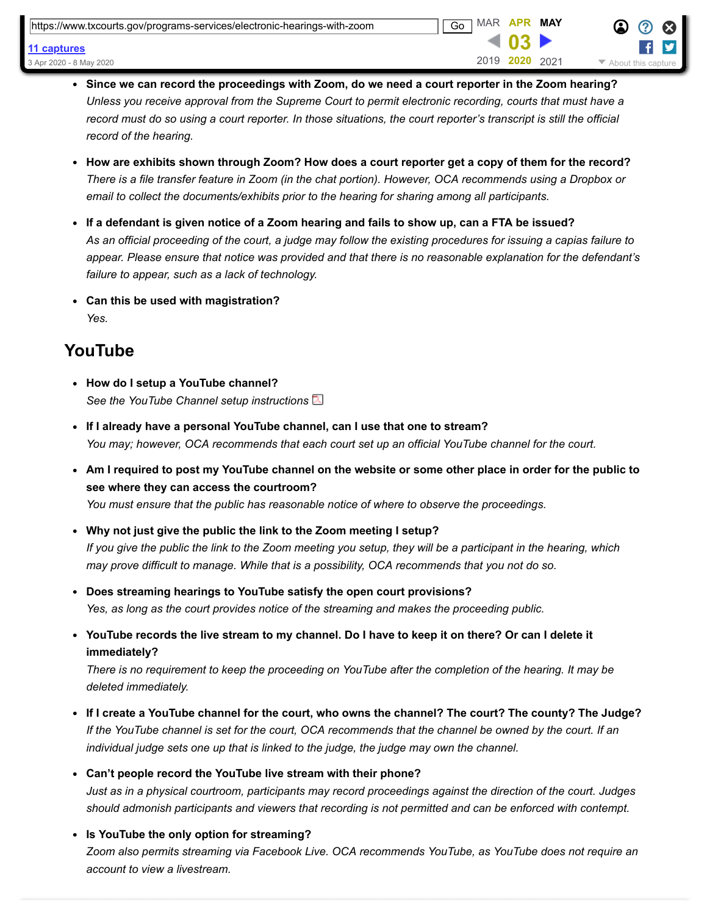- **Since we can record the proceedings with Zoom, do we need a court reporter in the Zoom hearing?**
  *Unless you receive approval from the Supreme Court to permit electronic recording, courts that must have a record must do so using a court reporter. In those situations, the court reporter's transcript is still the official record of the hearing.*

- **How are exhibits shown through Zoom? How does a court reporter get a copy of them for the record?**
  *There is a file transfer feature in Zoom (in the chat portion). However, OCA recommends using a Dropbox or email to collect the documents/exhibits prior to the hearing for sharing among all participants.*

- **If a defendant is given notice of a Zoom hearing and fails to show up, can a FTA be issued?**
  *As an official proceeding of the court, a judge may follow the existing procedures for issuing a capias failure to appear. Please ensure that notice was provided and that there is no reasonable explanation for the defendant's failure to appear, such as a lack of technology.*

- **Can this be used with magistration?**
  *Yes.*

## YouTube

- **How do I setup a YouTube channel?**
  *See the YouTube Channel setup instructions*

- **If I already have a personal YouTube channel, can I use that one to stream?**
  *You may; however, OCA recommends that each court set up an official YouTube channel for the court.*

- **Am I required to post my YouTube channel on the website or some other place in order for the public to see where they can access the courtroom?**
  *You must ensure that the public has reasonable notice of where to observe the proceedings.*

- **Why not just give the public the link to the Zoom meeting I setup?**
  *If you give the public the link to the Zoom meeting you setup, they will be a participant in the hearing, which may prove difficult to manage. While that is a possibility, OCA recommends that you not do so.*

- **Does streaming hearings to YouTube satisfy the open court provisions?**
  *Yes, as long as the court provides notice of the streaming and makes the proceeding public.*

- **YouTube records the live stream to my channel. Do I have to keep it on there? Or can I delete it immediately?**
  *There is no requirement to keep the proceeding on YouTube after the completion of the hearing. It may be deleted immediately.*

- **If I create a YouTube channel for the court, who owns the channel? The court? The county? The Judge?**
  *If the YouTube channel is set for the court, OCA recommends that the channel be owned by the court. If an individual judge sets one up that is linked to the judge, the judge may own the channel.*

- **Can't people record the YouTube live stream with their phone?**
  *Just as in a physical courtroom, participants may record proceedings against the direction of the court. Judges should admonish participants and viewers that recording is not permitted and can be enforced with contempt.*

- **Is YouTube the only option for streaming?**
  *Zoom also permits streaming via Facebook Live. OCA recommends YouTube, as YouTube does not require an account to view a livestream.*